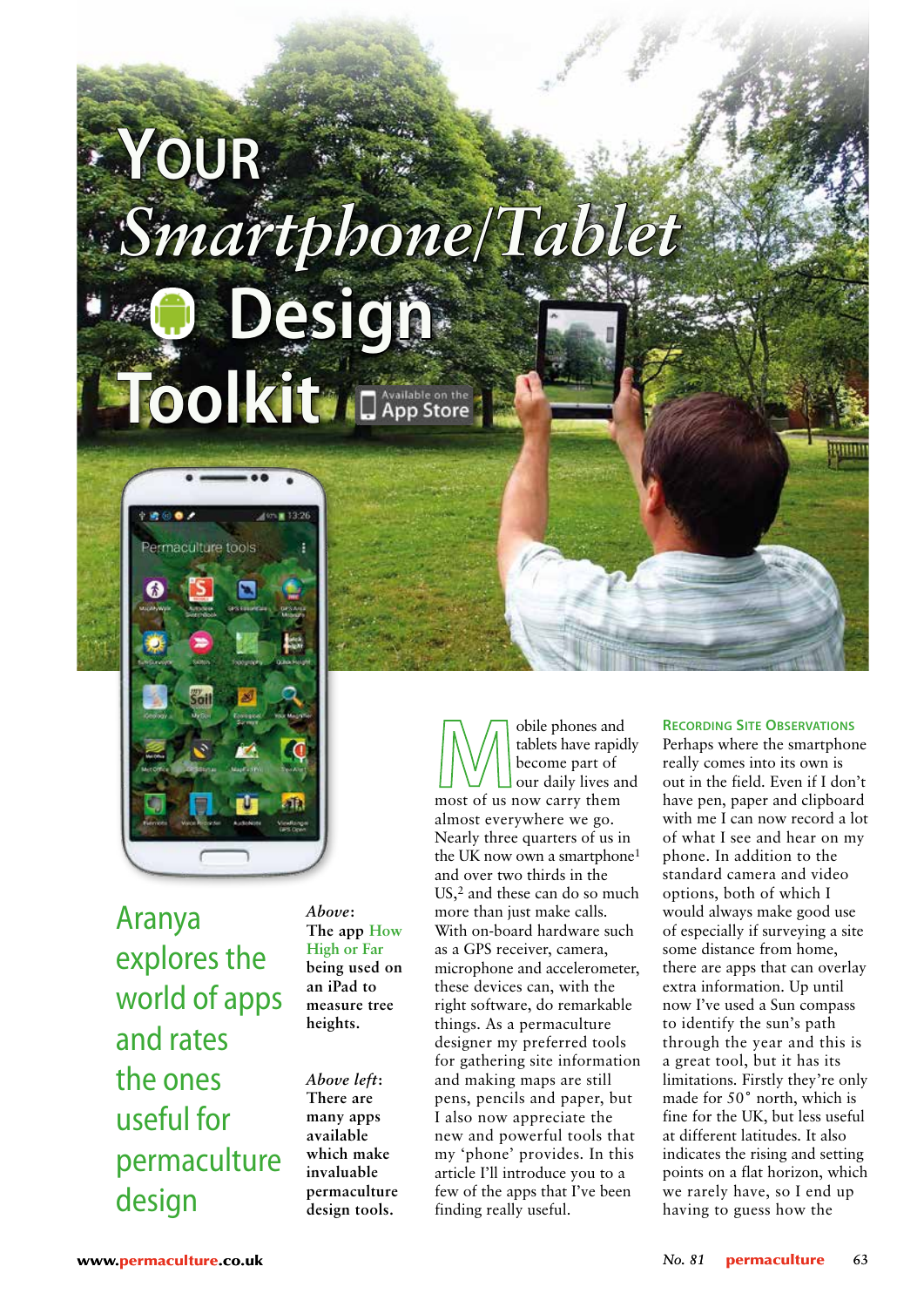# YOUR *Smartphone/Tablet* Design Toolkit

Aranya explores the world of apps and rates the ones useful for permaculture design

***Above***: **The app How High or Far being used on an iPad to measure tree heights.**

***Above left***: **There are many apps available which make invaluable permaculture design tools.**

Mobile phones and tablets have rapidly become part of our daily lives and most of us now carry them almost everywhere we go. Nearly three quarters of us in the UK now own a smartphone[1] and over two thirds in the US,[2] and these can do so much more than just make calls. With on-board hardware such as a GPS receiver, camera, microphone and accelerometer, these devices can, with the right software, do remarkable things. As a permaculture designer my preferred tools for gathering site information and making maps are still pens, pencils and paper, but I also now appreciate the new and powerful tools that my 'phone' provides. In this article I'll introduce you to a few of the apps that I've been finding really useful.

## RECORDING SITE OBSERVATIONS

Perhaps where the smartphone really comes into its own is out in the field. Even if I don't have pen, paper and clipboard with me I can now record a lot of what I see and hear on my phone. In addition to the standard camera and video options, both of which I would always make good use of especially if surveying a site some distance from home, there are apps that can overlay extra information. Up until now I've used a Sun compass to identify the sun's path through the year and this is a great tool, but it has its limitations. Firstly they're only made for 50° north, which is fine for the UK, but less useful at different latitudes. It also indicates the rising and setting points on a flat horizon, which we rarely have, so I end up having to guess how the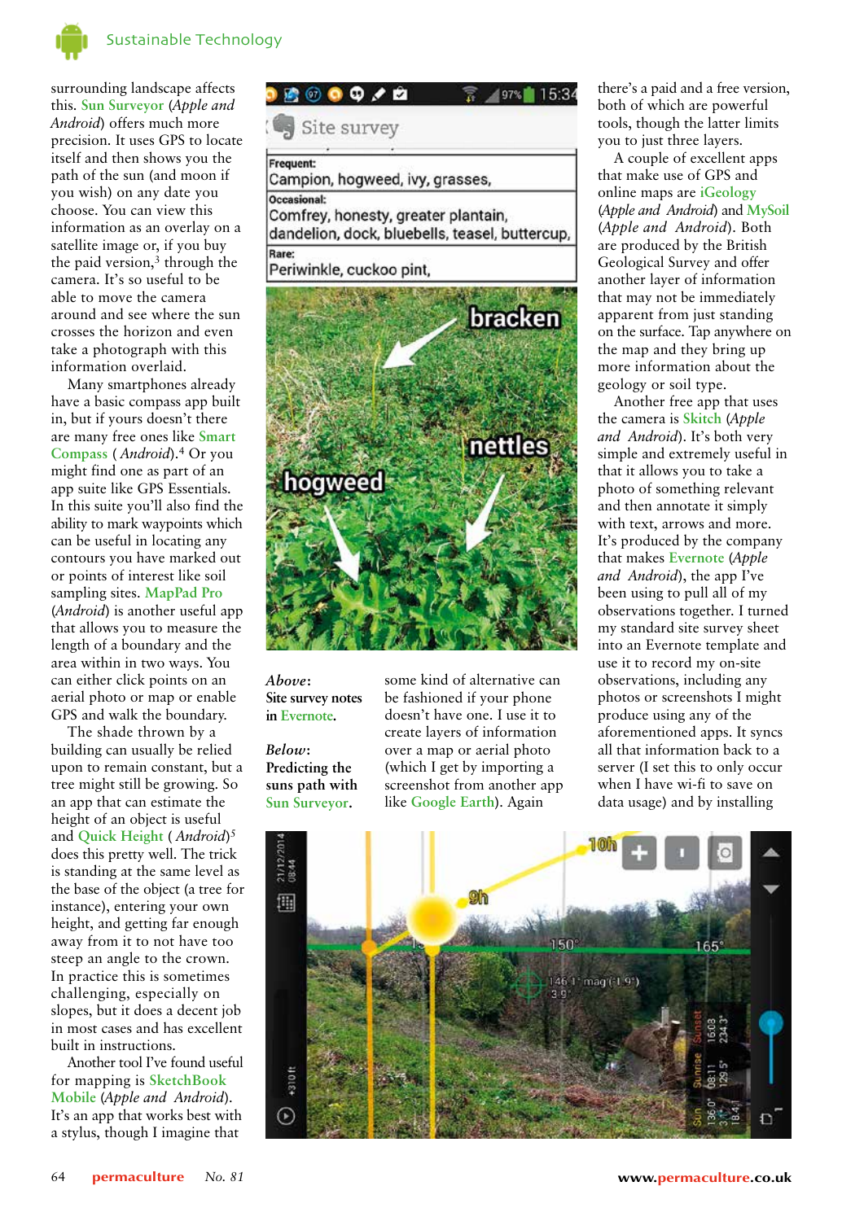surrounding landscape affects this. Sun Surveyor (*Apple and Android*) offers much more precision. It uses GPS to locate itself and then shows you the path of the sun (and moon if you wish) on any date you choose. You can view this information as an overlay on a satellite image or, if you buy the paid version,[3] through the camera. It's so useful to be able to move the camera around and see where the sun crosses the horizon and even take a photograph with this information overlaid.

Many smartphones already have a basic compass app built in, but if yours doesn't there are many free ones like Smart Compass (*Android*).[4] Or you might find one as part of an app suite like GPS Essentials. In this suite you'll also find the ability to mark waypoints which can be useful in locating any contours you have marked out or points of interest like soil sampling sites. MapPad Pro (*Android*) is another useful app that allows you to measure the length of a boundary and the area within in two ways. You can either click points on an aerial photo or map or enable GPS and walk the boundary.

The shade thrown by a building can usually be relied upon to remain constant, but a tree might still be growing. So an app that can estimate the height of an object is useful and Quick Height (*Android*)[5] does this pretty well. The trick is standing at the same level as the base of the object (a tree for instance), entering your own height, and getting far enough away from it to not have too steep an angle to the crown. In practice this is sometimes challenging, especially on slopes, but it does a decent job in most cases and has excellent built in instructions.

Another tool I've found useful for mapping is SketchBook Mobile (*Apple and Android*). It's an app that works best with a stylus, though I imagine that some kind of alternative can be fashioned if your phone doesn't have one. I use it to create layers of information over a map or aerial photo (which I get by importing a screenshot from another app like Google Earth). Again there's a paid and a free version, both of which are powerful tools, though the latter limits you to just three layers.

A couple of excellent apps that make use of GPS and online maps are iGeology (*Apple and Android*) and MySoil (*Apple and Android*). Both are produced by the British Geological Survey and offer another layer of information that may not be immediately apparent from just standing on the surface. Tap anywhere on the map and they bring up more information about the geology or soil type.

Another free app that uses the camera is Skitch (*Apple and Android*). It's both very simple and extremely useful in that it allows you to take a photo of something relevant and then annotate it simply with text, arrows and more. It's produced by the company that makes Evernote (*Apple and Android*), the app I've been using to pull all of my observations together. I turned my standard site survey sheet into an Evernote template and use it to record my on-site observations, including any photos or screenshots I might produce using any of the aforementioned apps. It syncs all that information back to a server (I set this to only occur when I have wi-fi to save on data usage) and by installing

***Above***: **Site survey notes in Evernote.**

***Below***: **Predicting the suns path with Sun Surveyor.**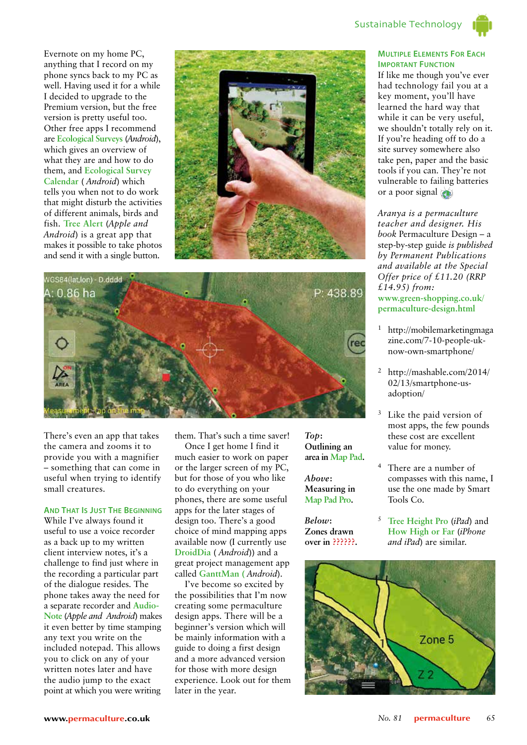Evernote on my home PC, anything that I record on my phone syncs back to my PC as well. Having used it for a while I decided to upgrade to the Premium version, but the free version is pretty useful too. Other free apps I recommend are Ecological Surveys (*Android*), which gives an overview of what they are and how to do them, and Ecological Survey Calendar (*Android*) which tells you when not to do work that might disturb the activities of different animals, birds and fish. Tree Alert (*Apple and Android*) is a great app that makes it possible to take photos and send it with a single button.

There's even an app that takes the camera and zooms it to provide you with a magnifier – something that can come in useful when trying to identify small creatures.

### And That Is Just The Beginning

While I've always found it useful to use a voice recorder as a back up to my written client interview notes, it's a challenge to find just where in the recording a particular part of the dialogue resides. The phone takes away the need for a separate recorder and Audio-Note (*Apple and Android*) makes it even better by time stamping any text you write on the included notepad. This allows you to click on any of your written notes later and have the audio jump to the exact point at which you were writing them. That's such a time saver!

Once I get home I find it much easier to work on paper or the larger screen of my PC, but for those of you who like to do everything on your phones, there are some useful apps for the later stages of design too. There's a good choice of mind mapping apps available now (I currently use DroidDia (*Android*)) and a great project management app called GanttMan (*Android*).

I've become so excited by the possibilities that I'm now creating some permaculture design apps. There will be a beginner's version which will be mainly information with a guide to doing a first design and a more advanced version for those with more design experience. Look out for them later in the year.

***Top*: Outlining an area in Map Pad.**

***Above*: Measuring in Map Pad Pro.**

***Below*: Zones drawn over in ??????.**

### Multiple Elements For Each Important Function

If like me though you've ever had technology fail you at a key moment, you'll have learned the hard way that while it can be very useful, we shouldn't totally rely on it. If you're heading off to do a site survey somewhere also take pen, paper and the basic tools if you can. They're not vulnerable to failing batteries or a poor signal

*Aranya is a permaculture teacher and designer. His book* Permaculture Design – a step-by-step guide *is published by Permanent Publications and available at the Special Offer price of £11.20 (RRP £14.95) from:* **www.green-shopping.co.uk/permaculture-design.html**

1. http://mobilemarketingmagazine.com/7-10-people-uk-now-own-smartphone/
2. http://mashable.com/2014/02/13/smartphone-us-adoption/
3. Like the paid version of most apps, the few pounds these cost are excellent value for money.
4. There are a number of compasses with this name, I use the one made by Smart Tools Co.
5. Tree Height Pro (*iPad*) and How High or Far (*iPhone and iPad*) are similar.